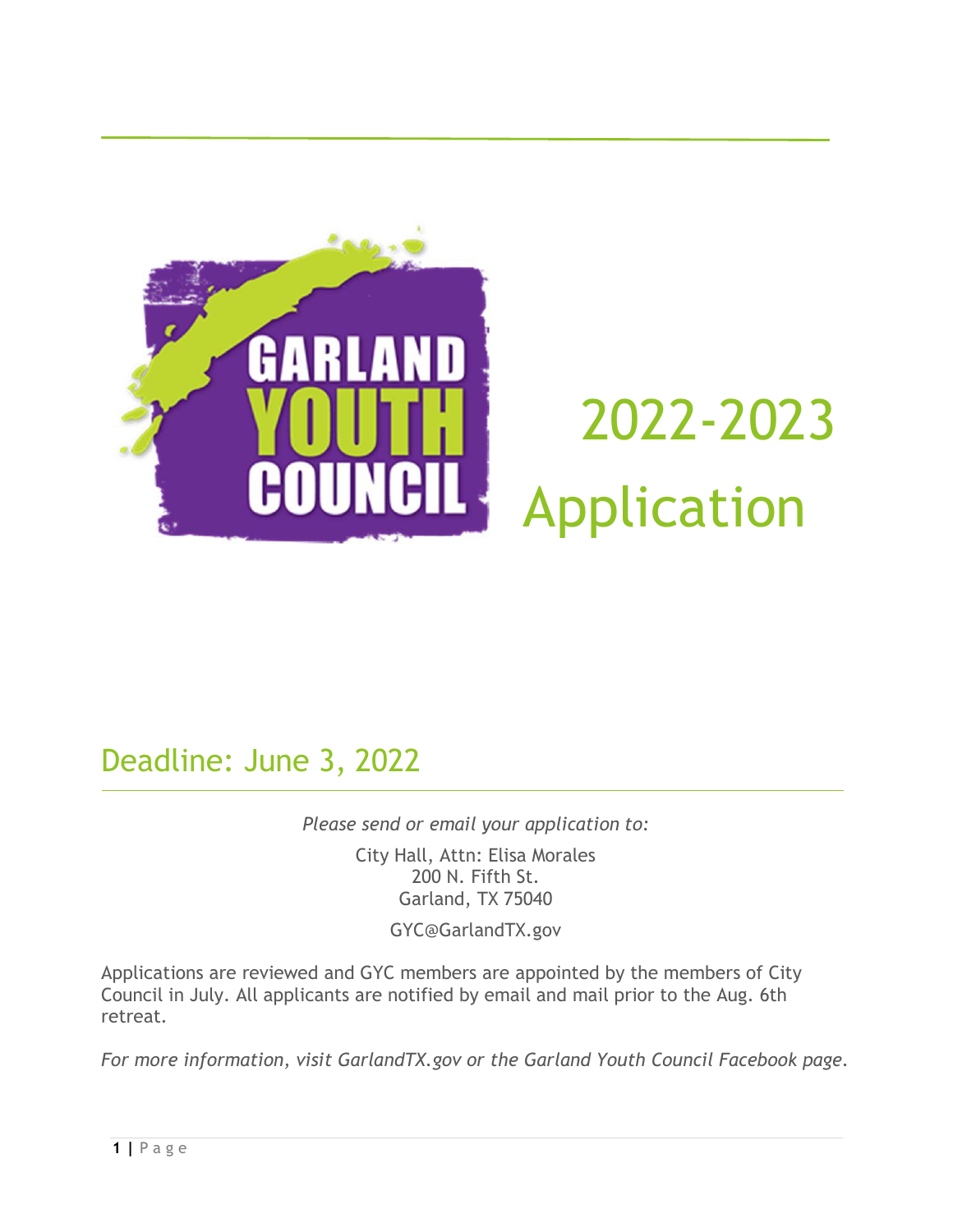GARLAND YOUTH COUNCIL

# 2022-2023 Application

## Deadline: June 3, 2022

*Please send or email your application to:*

City Hall, Attn: Elisa Morales
200 N. Fifth St.
Garland, TX 75040

GYC@GarlandTX.gov

Applications are reviewed and GYC members are appointed by the members of City Council in July. All applicants are notified by email and mail prior to the Aug. 6th retreat.

*For more information, visit GarlandTX.gov or the Garland Youth Council Facebook page.*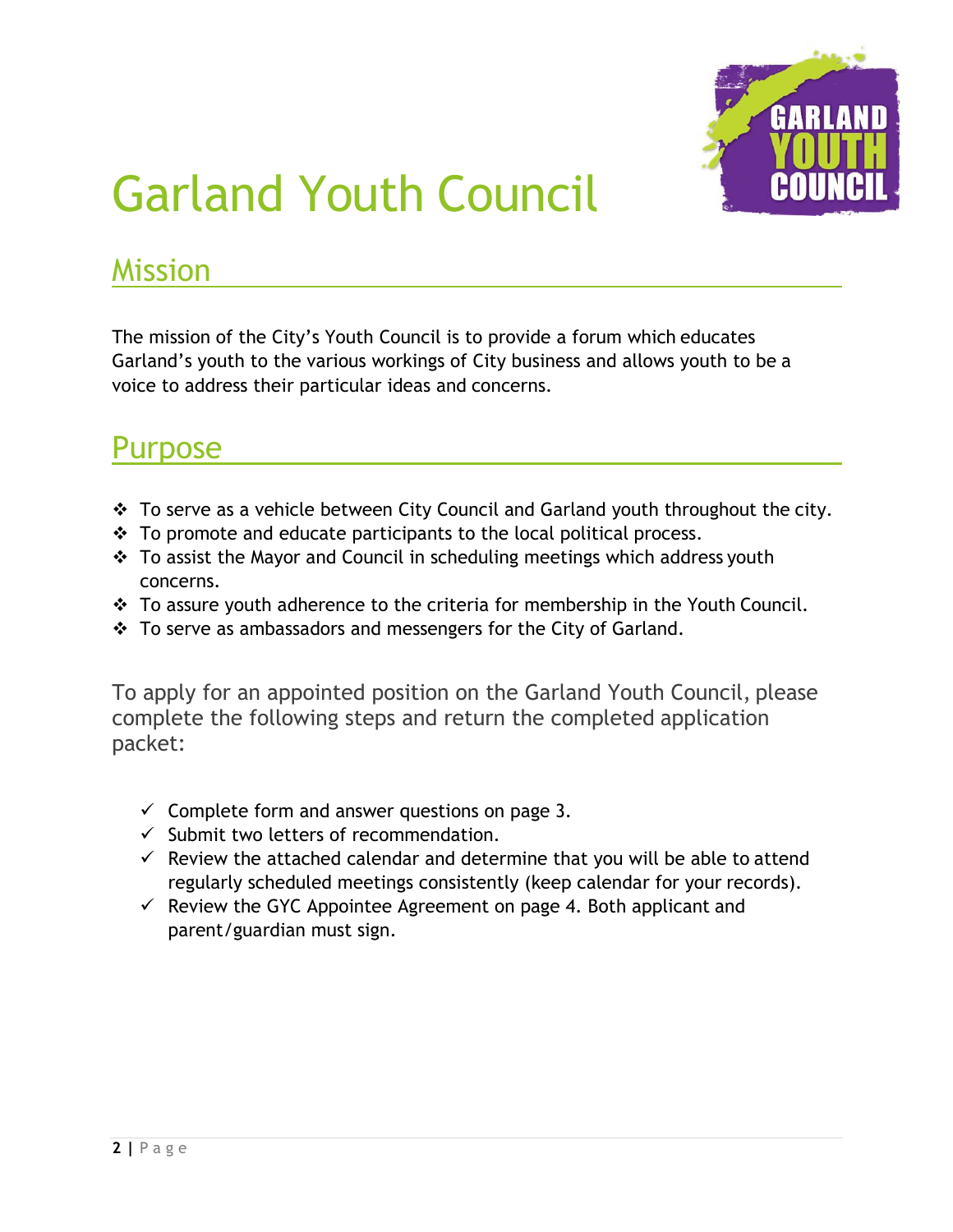# Garland Youth Council

## Mission

The mission of the City's Youth Council is to provide a forum which educates Garland's youth to the various workings of City business and allows youth to be a voice to address their particular ideas and concerns.

## Purpose

- To serve as a vehicle between City Council and Garland youth throughout the city.
- To promote and educate participants to the local political process.
- To assist the Mayor and Council in scheduling meetings which address youth concerns.
- To assure youth adherence to the criteria for membership in the Youth Council.
- To serve as ambassadors and messengers for the City of Garland.

To apply for an appointed position on the Garland Youth Council, please complete the following steps and return the completed application packet:

- ✓ Complete form and answer questions on page 3.
- ✓ Submit two letters of recommendation.
- ✓ Review the attached calendar and determine that you will be able to attend regularly scheduled meetings consistently (keep calendar for your records).
- ✓ Review the GYC Appointee Agreement on page 4. Both applicant and parent/guardian must sign.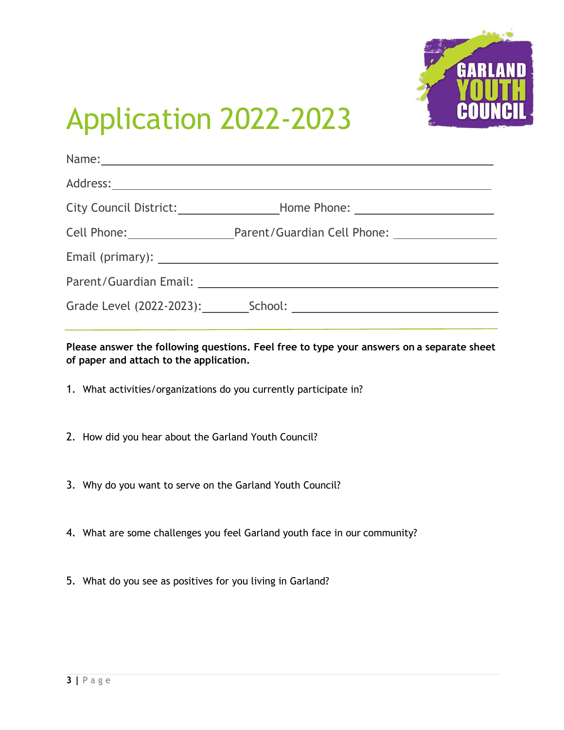# Application 2022-2023

Name: ____________________________________________

Address: ____________________________________________

City Council District: ______________ Home Phone: ______________

Cell Phone: ______________ Parent/Guardian Cell Phone: ______________

Email (primary): ____________________________________________

Parent/Guardian Email: ____________________________________________

Grade Level (2022-2023): ________ School: ______________________

---

**Please answer the following questions. Feel free to type your answers on a separate sheet of paper and attach to the application.**

1. What activities/organizations do you currently participate in?

2. How did you hear about the Garland Youth Council?

3. Why do you want to serve on the Garland Youth Council?

4. What are some challenges you feel Garland youth face in our community?

5. What do you see as positives for you living in Garland?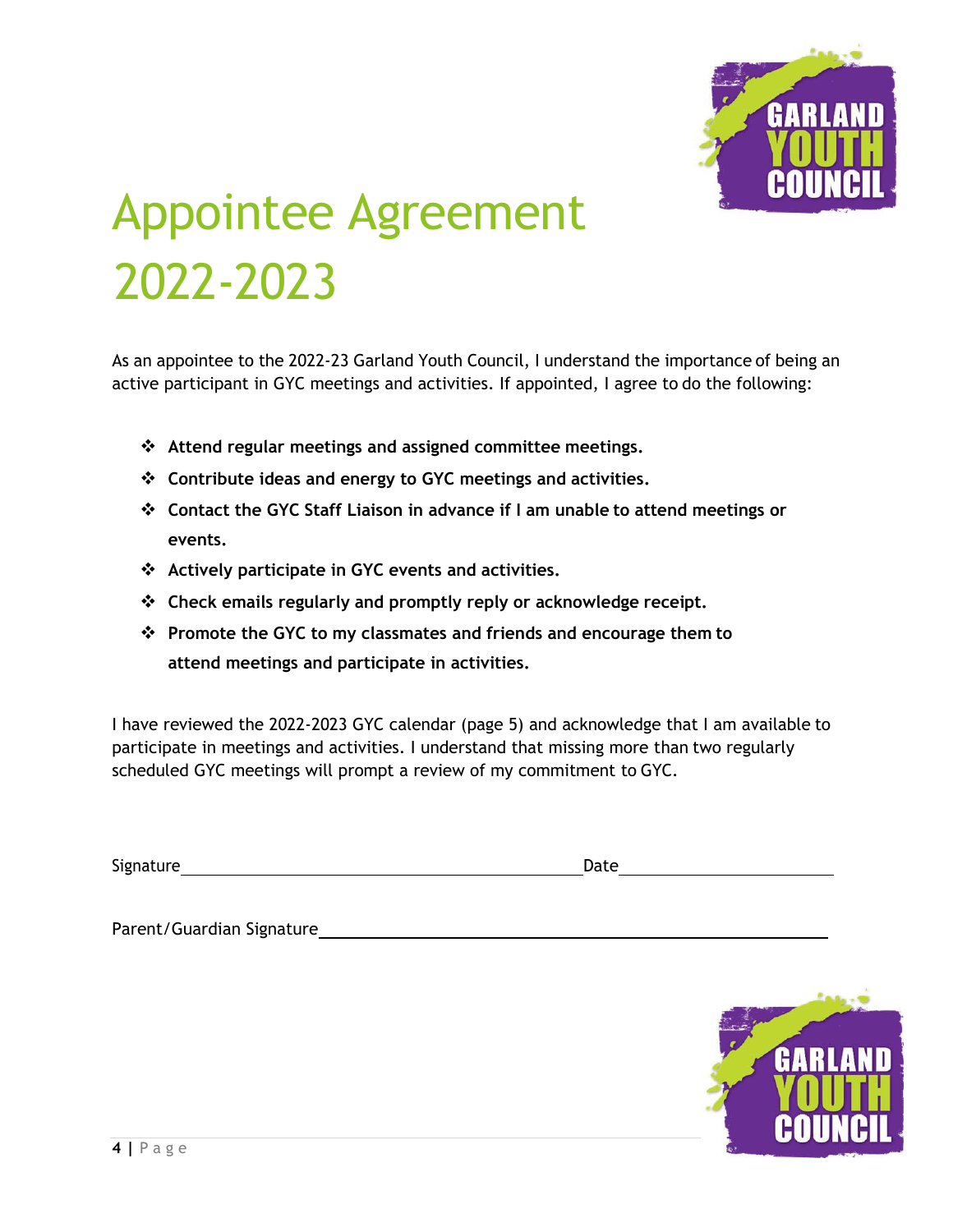# Appointee Agreement 2022-2023

As an appointee to the 2022-23 Garland Youth Council, I understand the importance of being an active participant in GYC meetings and activities. If appointed, I agree to do the following:

- **Attend regular meetings and assigned committee meetings.**
- **Contribute ideas and energy to GYC meetings and activities.**
- **Contact the GYC Staff Liaison in advance if I am unable to attend meetings or events.**
- **Actively participate in GYC events and activities.**
- **Check emails regularly and promptly reply or acknowledge receipt.**
- **Promote the GYC to my classmates and friends and encourage them to attend meetings and participate in activities.**

I have reviewed the 2022-2023 GYC calendar (page 5) and acknowledge that I am available to participate in meetings and activities. I understand that missing more than two regularly scheduled GYC meetings will prompt a review of my commitment to GYC.

Signature\_\_\_\_\_\_\_\_\_\_\_\_\_\_\_\_\_\_\_\_\_\_\_\_\_\_\_\_\_\_\_\_\_\_\_\_\_\_\_\_ Date\_\_\_\_\_\_\_\_\_\_\_\_\_\_\_\_\_\_\_\_

Parent/Guardian Signature\_\_\_\_\_\_\_\_\_\_\_\_\_\_\_\_\_\_\_\_\_\_\_\_\_\_\_\_\_\_\_\_\_\_\_\_\_\_\_\_\_\_\_\_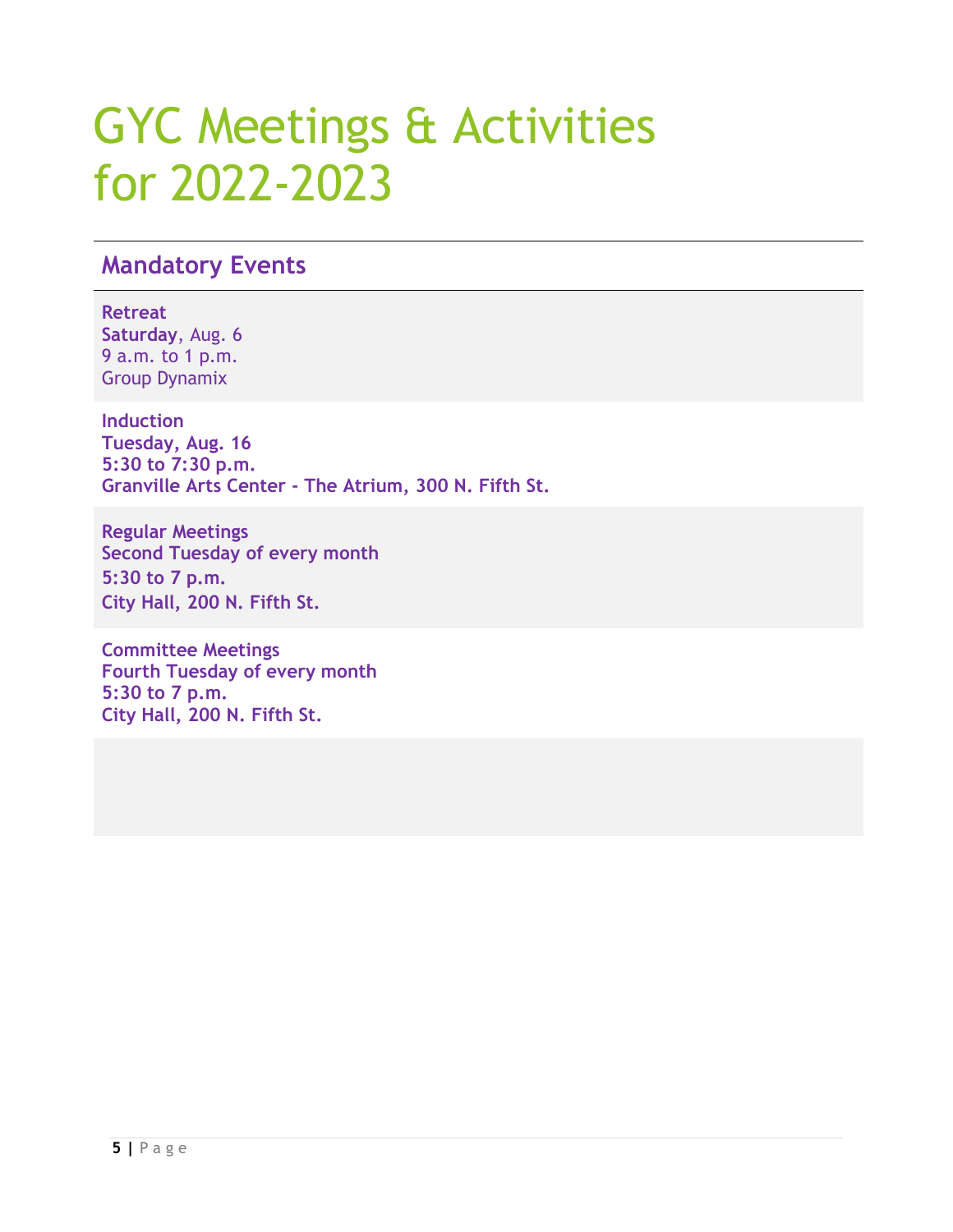# GYC Meetings & Activities for 2022-2023

## Mandatory Events

**Retreat**
**Saturday**, Aug. 6
9 a.m. to 1 p.m.
Group Dynamix

**Induction**
**Tuesday, Aug. 16**
**5:30 to 7:30 p.m.**
**Granville Arts Center - The Atrium, 300 N. Fifth St.**

**Regular Meetings**
**Second Tuesday of every month**
**5:30 to 7 p.m.**
**City Hall, 200 N. Fifth St.**

**Committee Meetings**
**Fourth Tuesday of every month**
**5:30 to 7 p.m.**
**City Hall, 200 N. Fifth St.**